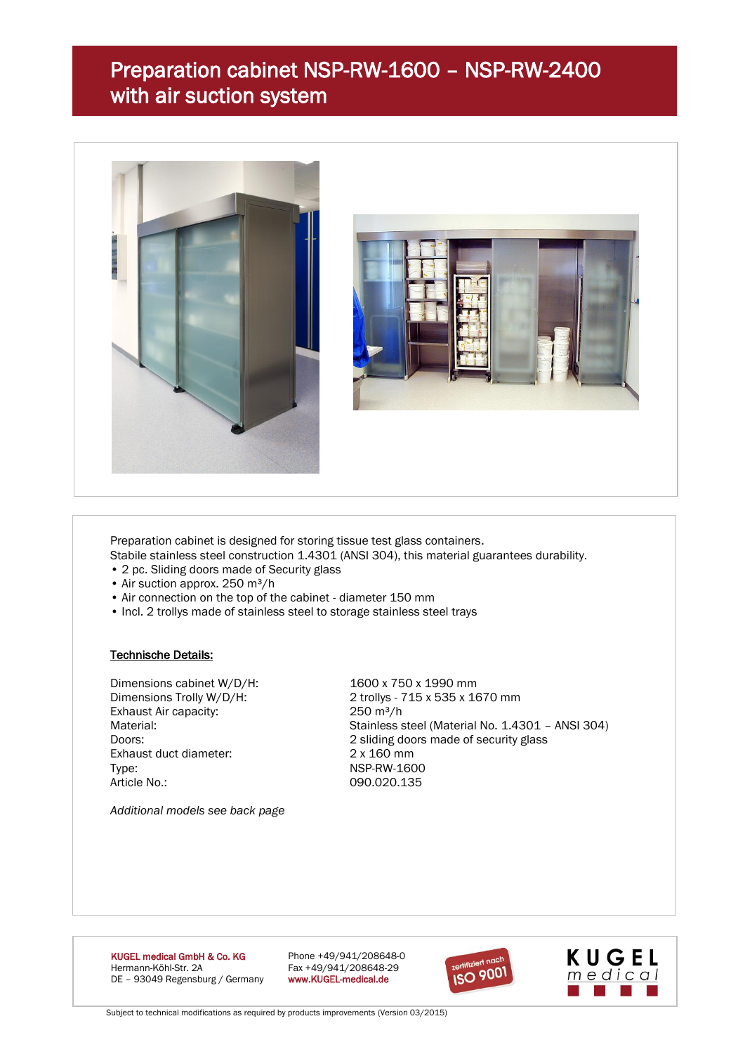# Preparation cabinet NSP-RW-1600 – NSP-RW-2400 with air suction system

Preparation cabinet is designed for storing tissue test glass containers.
Stabile stainless steel construction 1.4301 (ANSI 304), this material guarantees durability.

- 2 pc. Sliding doors made of Security glass
- Air suction approx. 250 m³/h
- Air connection on the top of the cabinet - diameter 150 mm
- Incl. 2 trollys made of stainless steel to storage stainless steel trays

**Technische Details:**

| | |
|---|---|
| Dimensions cabinet W/D/H: | 1600 x 750 x 1990 mm |
| Dimensions Trolly W/D/H: | 2 trollys - 715 x 535 x 1670 mm |
| Exhaust Air capacity: | 250 m³/h |
| Material: | Stainless steel (Material No. 1.4301 – ANSI 304) |
| Doors: | 2 sliding doors made of security glass |
| Exhaust duct diameter: | 2 x 160 mm |
| Type: | NSP-RW-1600 |
| Article No.: | 090.020.135 |

*Additional models see back page*

KUGEL medical GmbH & Co. KG
Hermann-Köhl-Str. 2A
DE – 93049 Regensburg / Germany

Phone +49/941/208648-0
Fax +49/941/208648-29
www.KUGEL-medical.de

zertifiziert nach ISO 9001

KUGEL medical

Subject to technical modifications as required by products improvements (Version 03/2015)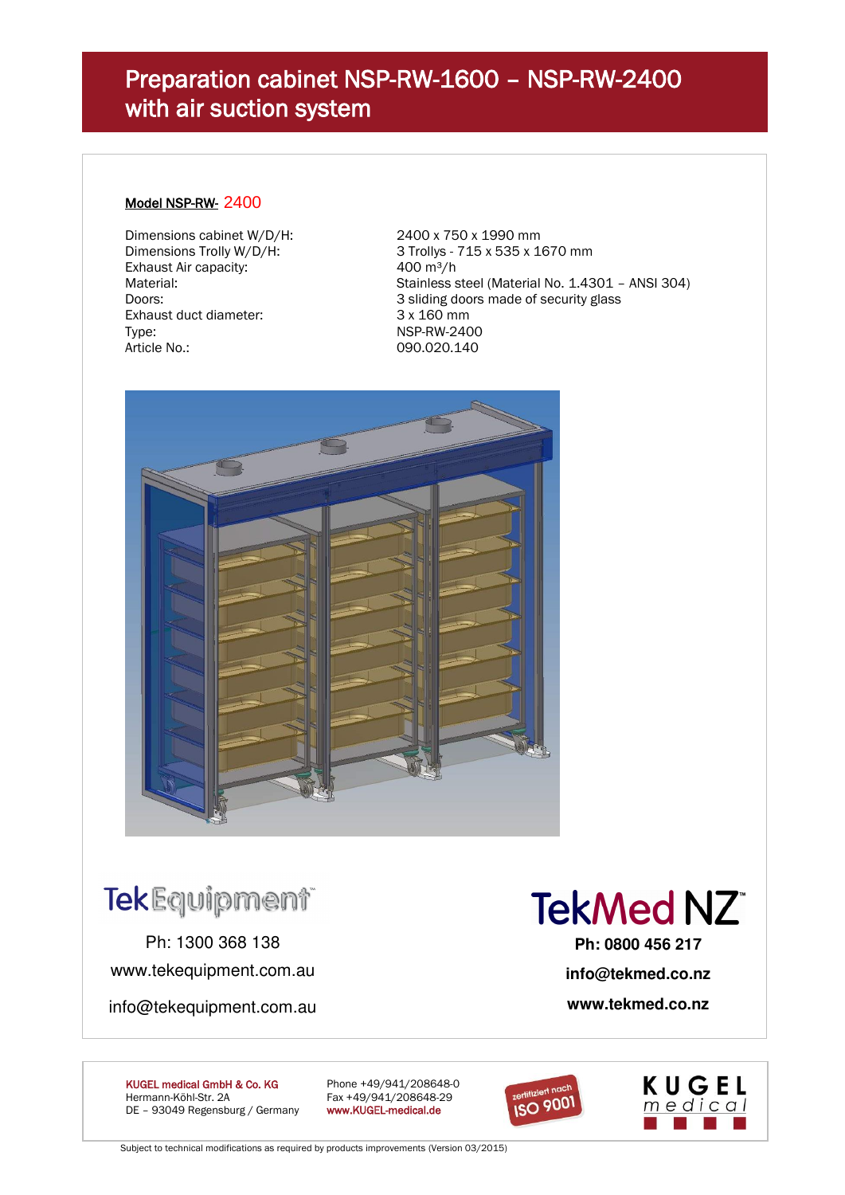# Preparation cabinet NSP-RW-1600 – NSP-RW-2400 with air suction system

## Model NSP-RW- 2400

| | |
|---|---|
| Dimensions cabinet W/D/H: | 2400 x 750 x 1990 mm |
| Dimensions Trolly W/D/H: | 3 Trollys - 715 x 535 x 1670 mm |
| Exhaust Air capacity: | 400 m³/h |
| Material: | Stainless steel (Material No. 1.4301 – ANSI 304) |
| Doors: | 3 sliding doors made of security glass |
| Exhaust duct diameter: | 3 x 160 mm |
| Type: | NSP-RW-2400 |
| Article No.: | 090.020.140 |

TekEquipment

Ph: 1300 368 138

www.tekequipment.com.au

info@tekequipment.com.au

TekMed NZ

**Ph: 0800 456 217**

**info@tekmed.co.nz**

**www.tekmed.co.nz**

KUGEL medical GmbH & Co. KG
Hermann-Köhl-Str. 2A
DE – 93049 Regensburg / Germany

Phone +49/941/208648-0
Fax +49/941/208648-29
www.KUGEL-medical.de

zertifiziert nach ISO 9001

KUGEL medical

Subject to technical modifications as required by products improvements (Version 03/2015)